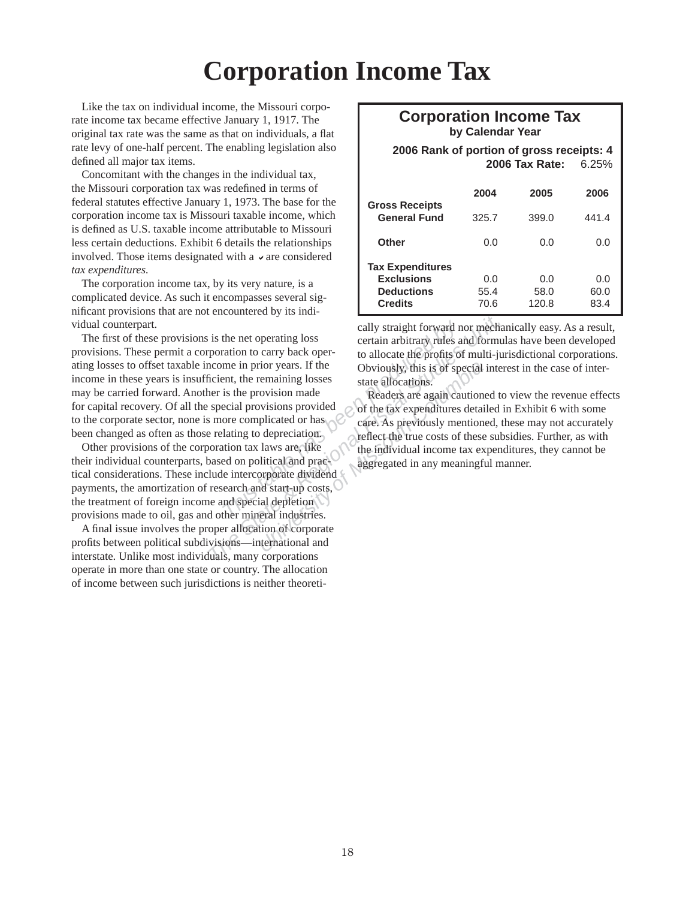# Corporation Income Tax

Like the tax on individual income, the Missouri corporate income tax became effective January 1, 1917. The original tax rate was the same as that on individuals, a flat rate levy of one-half percent. The enabling legislation also defined all major tax items.

Concomitant with the changes in the individual tax, the Missouri corporation tax was redefined in terms of federal statutes effective January 1, 1973. The base for the corporation income tax is Missouri taxable income, which is defined as U.S. taxable income attributable to Missouri less certain deductions. Exhibit 6 details the relationships involved. Those items designated with a ✓ are considered *tax expenditures*.

The corporation income tax, by its very nature, is a complicated device. As such it encompasses several significant provisions that are not encountered by its individual counterpart.

The first of these provisions is the net operating loss provisions. These permit a corporation to carry back operating losses to offset taxable income in prior years. If the income in these years is insufficient, the remaining losses may be carried forward. Another is the provision made for capital recovery. Of all the special provisions provided to the corporate sector, none is more complicated or has been changed as often as those relating to depreciation.

Other provisions of the corporation tax laws are, like their individual counterparts, based on political and practical considerations. These include intercorporate dividend payments, the amortization of research and start-up costs, the treatment of foreign income and special depletion provisions made to oil, gas and other mineral industries.

A final issue involves the proper allocation of corporate profits between political subdivisions—international and interstate. Unlike most individuals, many corporations operate in more than one state or country. The allocation of income between such jurisdictions is neither theoretically straight forward nor mechanically easy. As a result, certain arbitrary rules and formulas have been developed to allocate the profits of multi-jurisdictional corporations. Obviously, this is of special interest in the case of interstate allocations.

Readers are again cautioned to view the revenue effects of the tax expenditures detailed in Exhibit 6 with some care. As previously mentioned, these may not accurately reflect the true costs of these subsidies. Further, as with the individual income tax expenditures, they cannot be aggregated in any meaningful manner.

**Corporation Income Tax**
**by Calendar Year**

**2006 Rank of portion of gross receipts: 4**
**2006 Tax Rate:** 6.25%

| | 2004 | 2005 | 2006 |
|---|---|---|---|
| **Gross Receipts** | | | |
| **General Fund** | 325.7 | 399.0 | 441.4 |
| **Other** | 0.0 | 0.0 | 0.0 |
| **Tax Expenditures** | | | |
| **Exclusions** | 0.0 | 0.0 | 0.0 |
| **Deductions** | 55.4 | 58.0 | 60.0 |
| **Credits** | 70.6 | 120.8 | 83.4 |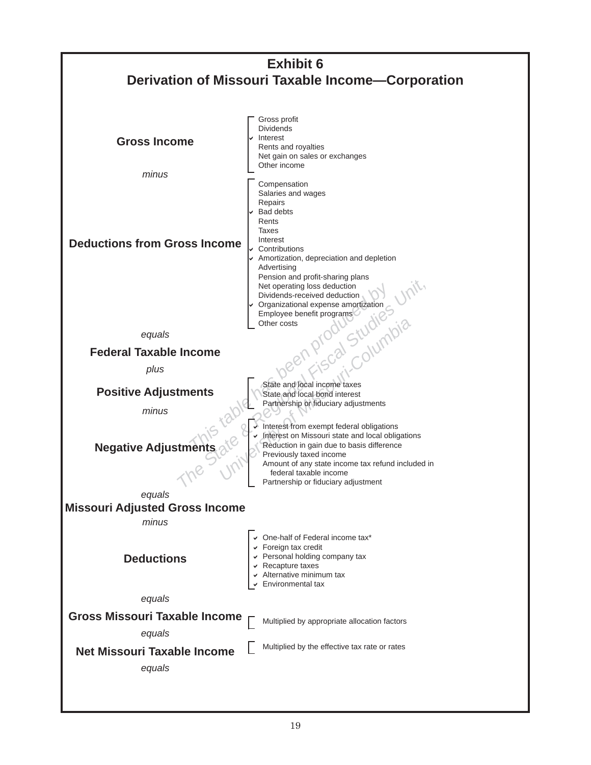# Exhibit 6
## Derivation of Missouri Taxable Income—Corporation

**Gross Income**

- Gross profit
- Dividends
- ✔ Interest
- Rents and royalties
- Net gain on sales or exchanges
- Other income

*minus*

**Deductions from Gross Income**

- Compensation
- Salaries and wages
- Repairs
- ✔ Bad debts
- Rents
- Taxes
- Interest
- ✔ Contributions
- ✔ Amortization, depreciation and depletion
- Advertising
- Pension and profit-sharing plans
- Net operating loss deduction
- Dividends-received deduction
- ✔ Organizational expense amortization
- Employee benefit programs
- Other costs

*equals*

**Federal Taxable Income**

*plus*

**Positive Adjustments**

- State and local income taxes
- State and local bond interest
- Partnership or fiduciary adjustments

*minus*

**Negative Adjustments**

- ✔ Interest from exempt federal obligations
- ✔ Interest on Missouri state and local obligations
- Reduction in gain due to basis difference
- Previously taxed income
- Amount of any state income tax refund included in federal taxable income
- Partnership or fiduciary adjustment

*equals*

**Missouri Adjusted Gross Income**

*minus*

**Deductions**

- ✔ One-half of Federal income tax*
- ✔ Foreign tax credit
- ✔ Personal holding company tax
- ✔ Recapture taxes
- ✔ Alternative minimum tax
- ✔ Environmental tax

*equals*

**Gross Missouri Taxable Income**

- Multiplied by appropriate allocation factors

*equals*

**Net Missouri Taxable Income**

- Multiplied by the effective tax rate or rates

*equals*

*This table has been produced by The State & Regional Fiscal Studies Unit, University of Missouri-Columbia*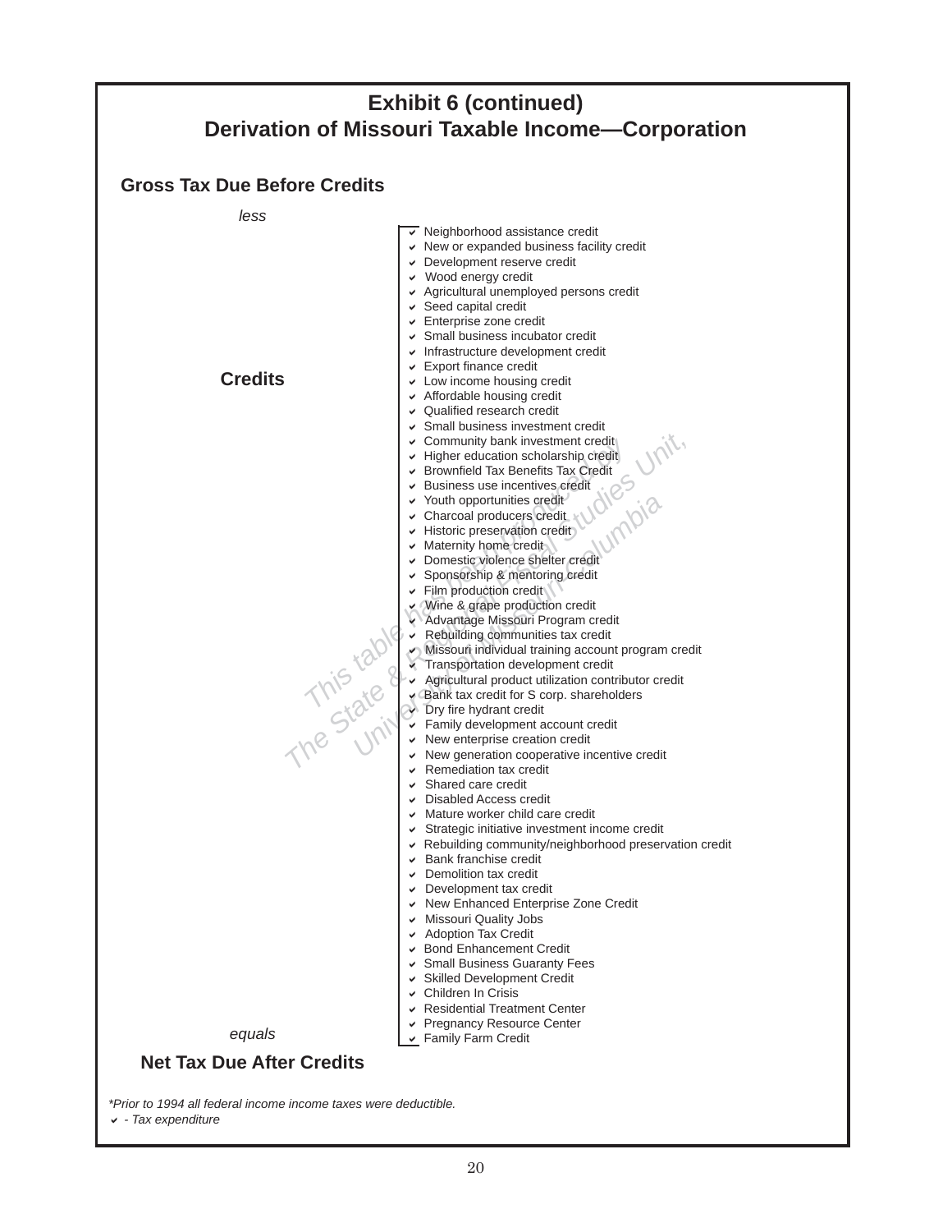# Exhibit 6 (continued)
## Derivation of Missouri Taxable Income—Corporation

**Gross Tax Due Before Credits**

*less*

**Credits**

- ✔ Neighborhood assistance credit
- ✔ New or expanded business facility credit
- ✔ Development reserve credit
- ✔ Wood energy credit
- ✔ Agricultural unemployed persons credit
- ✔ Seed capital credit
- ✔ Enterprise zone credit
- ✔ Small business incubator credit
- ✔ Infrastructure development credit
- ✔ Export finance credit
- ✔ Low income housing credit
- ✔ Affordable housing credit
- ✔ Qualified research credit
- ✔ Small business investment credit
- ✔ Community bank investment credit
- ✔ Higher education scholarship credit
- ✔ Brownfield Tax Benefits Tax Credit
- ✔ Business use incentives credit
- ✔ Youth opportunities credit
- ✔ Charcoal producers credit
- ✔ Historic preservation credit
- ✔ Maternity home credit
- ✔ Domestic violence shelter credit
- ✔ Sponsorship & mentoring credit
- ✔ Film production credit
- ✔ Wine & grape production credit
- ✔ Advantage Missouri Program credit
- ✔ Rebuilding communities tax credit
- ✔ Missouri individual training account program credit
- ✔ Transportation development credit
- ✔ Agricultural product utilization contributor credit
- ✔ Bank tax credit for S corp. shareholders
- ✔ Dry fire hydrant credit
- ✔ Family development account credit
- ✔ New enterprise creation credit
- ✔ New generation cooperative incentive credit
- ✔ Remediation tax credit
- ✔ Shared care credit
- ✔ Disabled Access credit
- ✔ Mature worker child care credit
- ✔ Strategic initiative investment income credit
- ✔ Rebuilding community/neighborhood preservation credit
- ✔ Bank franchise credit
- ✔ Demolition tax credit
- ✔ Development tax credit
- ✔ New Enhanced Enterprise Zone Credit
- ✔ Missouri Quality Jobs
- ✔ Adoption Tax Credit
- ✔ Bond Enhancement Credit
- ✔ Small Business Guaranty Fees
- ✔ Skilled Development Credit
- ✔ Children In Crisis
- ✔ Residential Treatment Center
- ✔ Pregnancy Resource Center
- ✔ Family Farm Credit

*equals*

**Net Tax Due After Credits**

*\*Prior to 1994 all federal income income taxes were deductible.*

✔ *- Tax expenditure*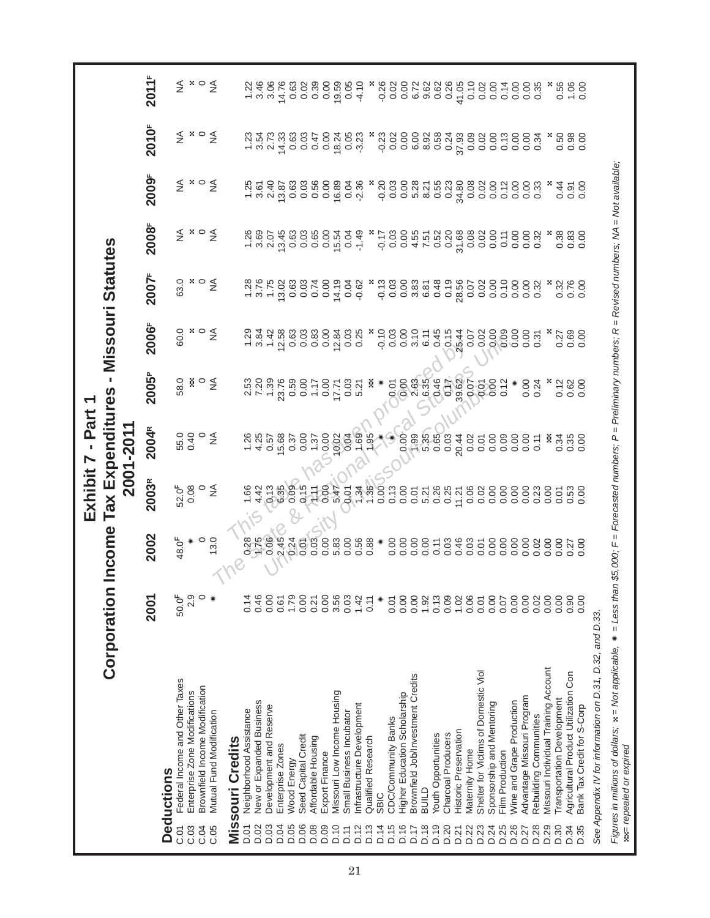# Exhibit 7 - Part 1

## Corporation Income Tax Expenditures - Missouri Statutes 2001-2011

| | | 2001 | 2002 | 2003[R] | 2004[R] | 2005[P] | 2006[F] | 2007[F] | 2008[F] | 2009[F] | 2010[F] | 2011[F] |
|---|---|---|---|---|---|---|---|---|---|---|---|---|
| **Deductions** | | | | | | | | | | | | |
| C.01 | Federal Income and Other Taxes | 50.0[F] | 48.0[F] | 52.0[F] | 55.0 | 58.0 | 60.0 | 63.0 | NA | NA | NA | NA |
| C.03 | Enterprise Zone Modifications | 2.9 | * | 0.08 | 0.40 | xx | x | x | x | x | x | x |
| C.04 | Brownfield Income Modification | 0 | 0 | 0 | 0 | 0 | 0 | 0 | 0 | 0 | 0 | 0 |
| C.05 | Mutual Fund Modification | * | 13.0 | NA | NA | NA | NA | NA | NA | NA | NA | NA |
| **Missouri Credits** | | | | | | | | | | | | |
| D.01 | Neighborhood Assistance | 0.14 | 0.28 | 1.66 | 1.26 | 2.53 | 1.29 | 1.28 | 1.26 | 1.25 | 1.23 | 1.22 |
| D.02 | New or Expanded Business | 0.46 | 1.75 | 4.42 | 4.25 | 7.20 | 3.84 | 3.76 | 3.69 | 3.61 | 3.54 | 3.46 |
| D.03 | Development and Reserve | 0.00 | 0.06 | 0.13 | 0.57 | 1.39 | 1.42 | 1.75 | 2.07 | 2.40 | 2.73 | 3.06 |
| D.04 | Enterprise Zones | 0.61 | 2.45 | 6.35 | 15.68 | 23.76 | 12.58 | 13.02 | 13.45 | 13.87 | 14.33 | 14.76 |
| D.05 | Wood Energy | 1.79 | 0.24 | 0.09 | 0.37 | 0.59 | 0.63 | 0.63 | 0.63 | 0.63 | 0.63 | 0.63 |
| D.06 | Seed Capital Credit | 0.00 | 0.01 | 0.15 | 0.00 | 0.00 | 0.03 | 0.03 | 0.03 | 0.03 | 0.03 | 0.02 |
| D.08 | Affordable Housing | 0.21 | 0.03 | 1.11 | 1.37 | 1.17 | 0.83 | 0.74 | 0.65 | 0.56 | 0.47 | 0.39 |
| D.09 | Export Finance | 0.00 | 0.00 | 0.00 | 0.00 | 0.00 | 0.00 | 0.00 | 0.00 | 0.00 | 0.00 | 0.00 |
| D.10 | Missouri Low Income Housing | 3.56 | 5.83 | 5.47 | 10.02 | 17.71 | 12.84 | 14.19 | 15.54 | 16.89 | 18.24 | 19.59 |
| D.11 | Small Business Incubator | 0.03 | 0.00 | 0.01 | 0.04 | 0.03 | 0.03 | 0.04 | 0.04 | 0.04 | 0.05 | 0.05 |
| D.12 | Infrastructure Development | 1.42 | 0.56 | 1.34 | 1.69 | 5.21 | 0.25 | -0.62 | -1.49 | -2.36 | -3.23 | -4.10 |
| D.13 | Qualified Research | 0.11 | 0.88 | 1.36 | 1.95 | xx | x | x | x | x | x | x |
| D.14 | SBIC | * | * | 0.00 | * | * | x | x | x | x | x | x |
| D.15 | CDC/Community Banks | 0.01 | 0.00 | 0.13 | * | 0.01 | -0.10 | -0.13 | -0.17 | -0.20 | -0.23 | -0.26 |
| D.16 | Higher Education Scholarship | 0.00 | 0.00 | 0.00 | 0.00 | 0.00 | 0.03 | 0.03 | 0.03 | 0.03 | 0.02 | 0.02 |
| D.17 | Brownfield Job/Investment Credits | 0.00 | 0.00 | 0.01 | 1.99 | 2.63 | 0.00 | 0.00 | 0.00 | 0.00 | 0.00 | 0.00 |
| D.18 | BUILD | 1.92 | 0.00 | 5.21 | 5.35 | 6.35 | 3.10 | 3.83 | 4.55 | 5.28 | 6.00 | 6.72 |
| D.19 | Youth Opportunities | 0.13 | 0.11 | 0.26 | 0.65 | 0.46 | 6.11 | 6.81 | 7.51 | 8.21 | 8.92 | 9.62 |
| D.20 | Charcoal Producers | 0.09 | 0.03 | 0.25 | 0.03 | 0.17 | 0.45 | 0.48 | 0.52 | 0.55 | 0.58 | 0.62 |
| D.21 | Historic Preservation | 1.02 | 0.46 | 11.21 | 20.44 | 39.62 | 0.15 | 0.19 | 0.20 | 0.23 | 0.24 | 0.26 |
| D.22 | Maternity Home | 0.06 | 0.03 | 0.06 | 0.02 | 0.07 | 25.44 | 28.56 | 31.68 | 34.80 | 37.93 | 41.05 |
| D.23 | Shelter for Victims of Domestic Viol | 0.01 | 0.01 | 0.02 | 0.01 | 0.01 | 0.07 | 0.07 | 0.08 | 0.08 | 0.09 | 0.10 |
| D.24 | Sponsorship and Mentoring | 0.00 | 0.00 | 0.00 | 0.00 | 0.00 | 0.02 | 0.02 | 0.02 | 0.02 | 0.02 | 0.02 |
| D.25 | Film Production | 0.07 | 0.00 | 0.00 | 0.09 | 0.12 | 0.00 | 0.00 | 0.00 | 0.00 | 0.00 | 0.00 |
| D.26 | Wine and Grape Production | 0.00 | 0.00 | 0.00 | 0.00 | * | 0.09 | 0.10 | 0.11 | 0.12 | 0.13 | 0.14 |
| D.27 | Advantage Missouri Program | 0.00 | 0.00 | 0.00 | 0.00 | 0.00 | 0.00 | 0.00 | 0.00 | 0.00 | 0.00 | 0.00 |
| D.28 | Rebuilding Communities | 0.02 | 0.02 | 0.23 | 0.11 | 0.24 | 0.00 | 0.00 | 0.00 | 0.00 | 0.00 | 0.00 |
| D.29 | Missouri Individual Training Account | 0.00 | 0.00 | 0.00 | xx | x | 0.31 | 0.32 | 0.32 | 0.33 | 0.34 | 0.35 |
| D.30 | Transportation Development | 0.00 | 0.00 | 0.01 | 0.34 | 0.12 | x | x | x | x | x | x |
| D.34 | Agricultural Product Utilization Con | 0.90 | 0.27 | 0.53 | 0.35 | 0.62 | 0.27 | 0.32 | 0.38 | 0.44 | 0.50 | 0.56 |
| D.35 | Bank Tax Credit for S-Corp | 0.00 | 0.00 | 0.00 | 0.00 | 0.00 | 0.69 | 0.76 | 0.83 | 0.91 | 0.98 | 1.06 |
| | | | | | | | 0.00 | 0.00 | 0.00 | 0.00 | 0.00 | 0.00 |

*See Appendix IV for information on D.31, D.32, and D.33.*

*Figures in millions of dollars; x = Not applicable, * = Less than $5,000; F = Forecasted numbers; P = Preliminary numbers; R = Revised numbers; NA = Not available; xx = repealed or expired*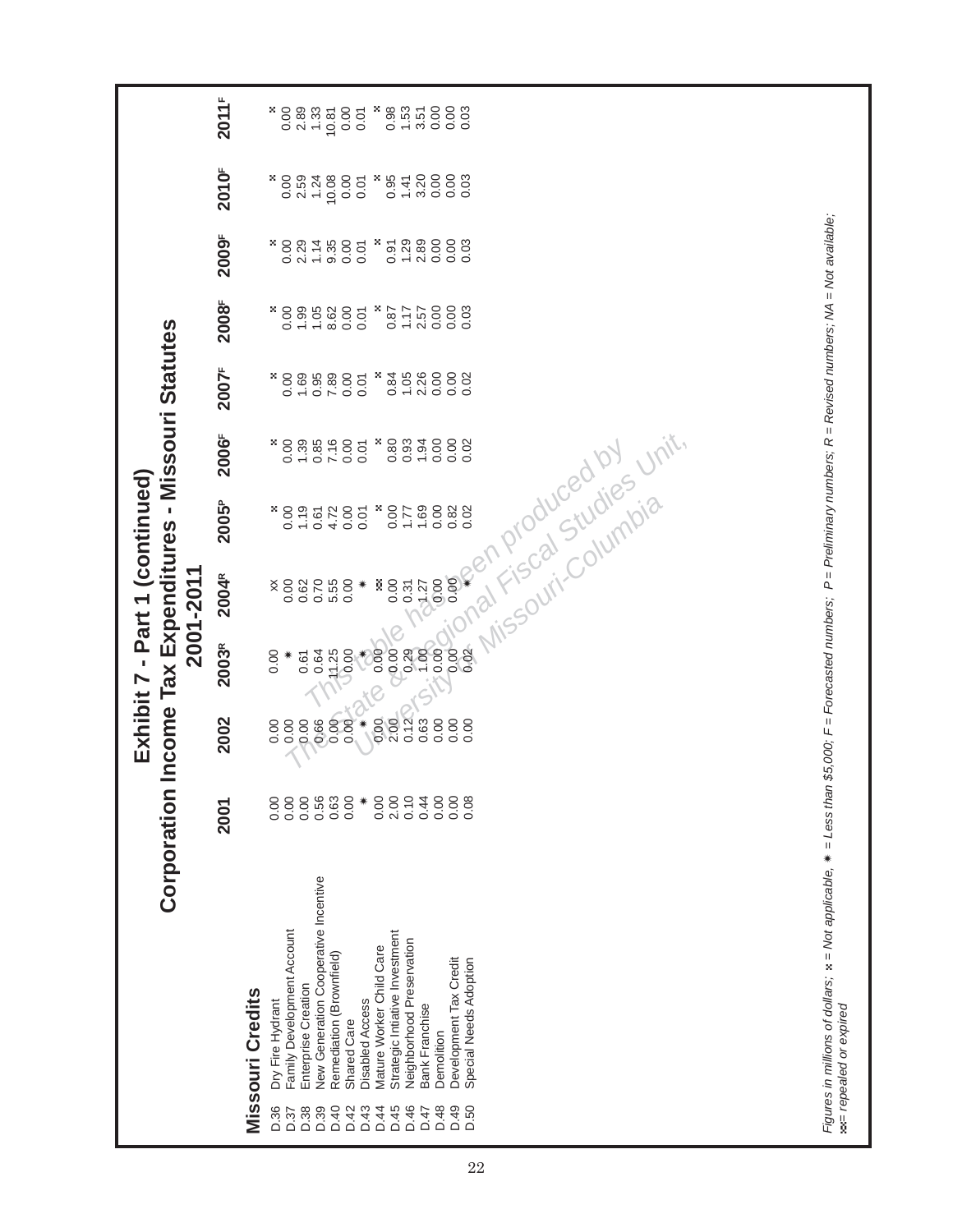# Exhibit 7 - Part 1 (continued)

## Corporation Income Tax Expenditures - Missouri Statutes

### 2001-2011

| Missouri Credits | | 2001 | 2002 | 2003[R] | 2004[R] | 2005[P] | 2006[F] | 2007[F] | 2008[F] | 2009[F] | 2010[F] | 2011[F] |
|---|---|---|---|---|---|---|---|---|---|---|---|---|
| D.36 | Dry Fire Hydrant | 0.00 | 0.00 | 0.00 | xx | x | x | x | x | x | x | x |
| D.37 | Family Development Account | 0.00 | 0.00 | * | 0.00 | 0.00 | 0.00 | 0.00 | 0.00 | 0.00 | 0.00 | 0.00 |
| D.38 | Enterprise Creation | 0.00 | 0.00 | 0.61 | 0.62 | 1.19 | 1.39 | 1.69 | 1.99 | 2.29 | 2.59 | 2.89 |
| D.39 | New Generation Cooperative Incentive | 0.56 | 0.66 | 0.64 | 0.70 | 0.61 | 0.85 | 0.95 | 1.05 | 1.14 | 1.24 | 1.33 |
| D.40 | Remediation (Brownfield) | 0.63 | 0.00 | 11.25 | 5.55 | 4.72 | 7.16 | 7.89 | 8.62 | 9.35 | 10.08 | 10.81 |
| D.42 | Shared Care | 0.00 | 0.00 | 0.00 | 0.00 | 0.00 | 0.00 | 0.00 | 0.00 | 0.00 | 0.00 | 0.00 |
| D.43 | Disabled Access | * | * | * | * | 0.01 | 0.01 | 0.01 | 0.01 | 0.01 | 0.01 | 0.01 |
| D.44 | Mature Worker Child Care | 0.00 | 0.00 | 0.00 | xx | x | x | x | x | x | x | x |
| D.45 | Strategic Initiative Investment | 2.00 | 2.00 | 0.00 | 0.00 | 0.00 | 0.80 | 0.84 | 0.87 | 0.91 | 0.95 | 0.98 |
| D.46 | Neighborhood Preservation | 0.10 | 0.12 | 0.29 | 0.31 | 1.77 | 0.93 | 1.05 | 1.17 | 1.29 | 1.41 | 1.53 |
| D.47 | Bank Franchise | 0.44 | 0.63 | 1.00 | 1.27 | 1.69 | 1.94 | 2.26 | 2.57 | 2.89 | 3.20 | 3.51 |
| D.48 | Demolition | 0.00 | 0.00 | 0.00 | 0.00 | 0.00 | 0.00 | 0.00 | 0.00 | 0.00 | 0.00 | 0.00 |
| D.49 | Development Tax Credit | 0.00 | 0.00 | 0.00 | 0.00 | 0.82 | 0.00 | 0.00 | 0.00 | 0.00 | 0.00 | 0.00 |
| D.50 | Special Needs Adoption | 0.08 | 0.00 | 0.02 | * | 0.02 | 0.02 | 0.02 | 0.03 | 0.03 | 0.03 | 0.03 |

*Figures in millions of dollars; x = Not applicable, * = Less than \$5,000; F = Forecasted numbers; P = Preliminary numbers; R = Revised numbers; NA = Not available; xx = repealed or expired*

This table has been produced by The State & Regional Fiscal Studies Unit, University of Missouri-Columbia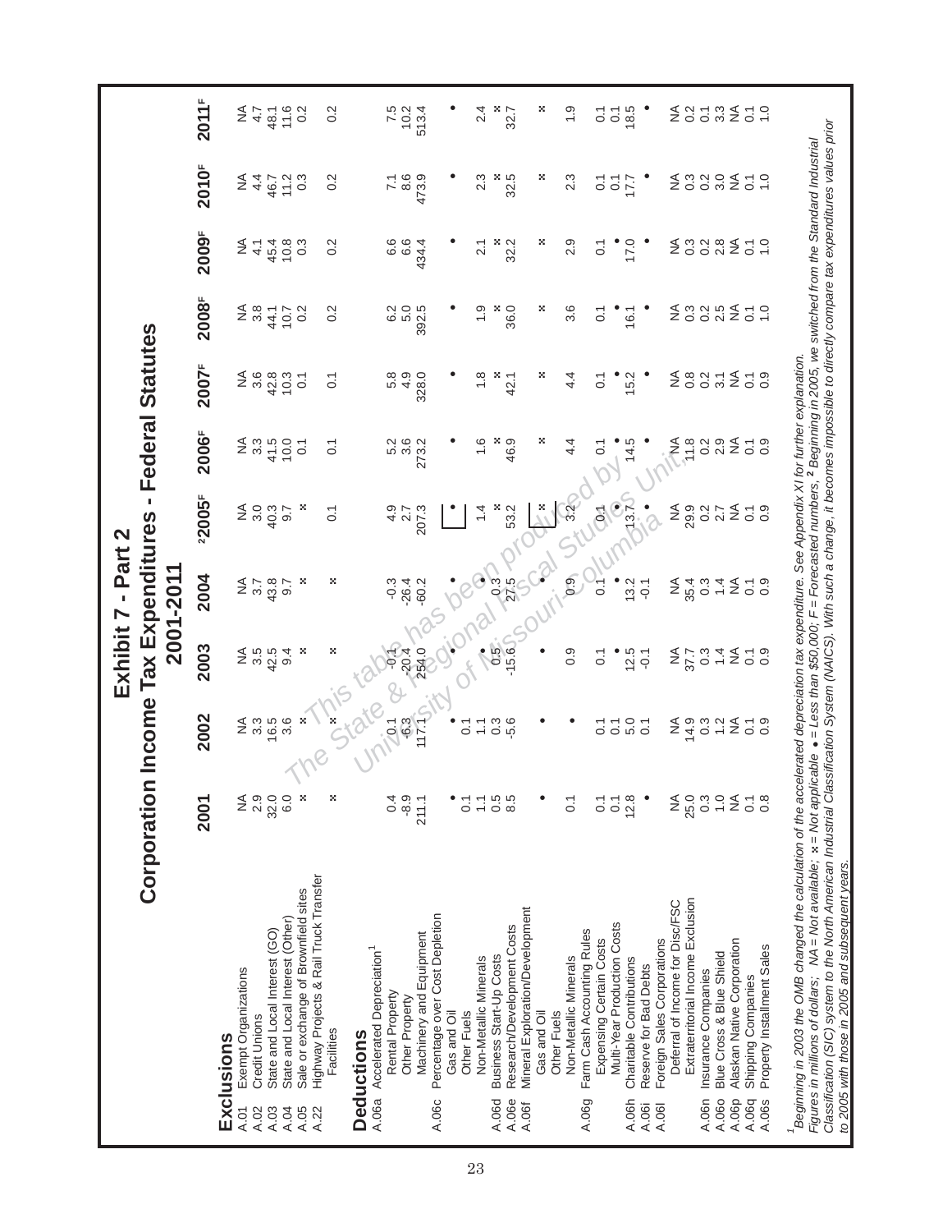# Exhibit 7 - Part 2

## Corporation Income Tax Expenditures - Federal Statutes

### 2001-2011

| | | 2001 | 2002 | 2003 | 2004 | [2]2005[F] | 2006[F] | 2007[F] | 2008[F] | 2009[F] | 2010[F] | 2011[F] |
|---|---|---|---|---|---|---|---|---|---|---|---|---|
| **Exclusions** | | | | | | | | | | | | |
| A.01 | Exempt Organizations | NA | NA | NA | NA | NA | NA | NA | NA | NA | NA | NA |
| A.02 | Credit Unions | 2.9 | 3.3 | 3.5 | 3.7 | 3.0 | 3.3 | 3.6 | 3.8 | 4.1 | 4.4 | 4.7 |
| A.03 | State and Local Interest (GO) | 32.0 | 16.5 | 42.5 | 43.8 | 40.3 | 41.5 | 42.8 | 44.1 | 45.4 | 46.7 | 48.1 |
| A.04 | State and Local Interest (Other) | 6.0 | 3.6 | 9.4 | 9.7 | 9.7 | 10.0 | 10.3 | 10.7 | 10.8 | 11.2 | 11.6 |
| A.05 | Sale or exchange of Brownfield sites | x | x | x | x | x | 0.1 | 0.1 | 0.2 | 0.3 | 0.3 | 0.2 |
| A.22 | Highway Projects & Rail Truck Transfer Facilities | x | x | x | x | 0.1 | 0.1 | 0.1 | 0.2 | 0.2 | 0.2 | 0.2 |
| **Deductions** | | | | | | | | | | | | |
| A.06a | Accelerated Depreciation[1] | | | | | | | | | | | |
| | Rental Property | 0.4 | 0.1 | -0.1 | -0.3 | 4.9 | 5.2 | 5.8 | 6.2 | 6.6 | 7.1 | 7.5 |
| | Other Property | -8.9 | -6.3 | -20.4 | -26.4 | 2.7 | 3.6 | 4.9 | 5.0 | 6.6 | 8.6 | 10.2 |
| | Machinery and Equipment | 211.1 | 117.1 | 254.0 | -60.2 | 207.3 | 273.2 | 328.0 | 392.5 | 434.4 | 473.9 | 513.4 |
| A.06c | Percentage over Cost Depletion | | | | | | | | | | | |
| | Gas and Oil | • | • | • | • | • | • | • | • | • | • | • |
| | Other Fuels | 0.1 | 0.1 | | | | | | | | | |
| | Non-Metallic Minerals | 1.1 | 1.1 | • | • | 1.4 | 1.6 | 1.8 | 1.9 | 2.1 | 2.3 | 2.4 |
| A.06d | Business Start-Up Costs | 0.5 | 0.3 | 0.5 | 0.3 | x | x | x | x | x | x | x |
| A.06e | Research/Development Costs | 8.5 | -5.6 | -15.6 | 27.5 | 53.2 | 46.9 | 42.1 | 36.0 | 32.2 | 32.5 | 32.7 |
| A.06f | Mineral Exploration/Development | | | | | | | | | | | |
| | Gas and Oil | • | • | • | • | x | x | x | x | x | x | x |
| | Other Fuels | | | | | | | | | | | |
| | Non-Metallic Minerals | 0.1 | • | 0.9 | 0.9 | 3.2 | 4.4 | 4.4 | 3.6 | 2.9 | 2.3 | 1.9 |
| A.06g | Farm Cash Accounting Rules | | | | | | | | | | | |
| | Expensing Certain Costs | 0.1 | 0.1 | 0.1 | 0.1 | 0.1 | 0.1 | 0.1 | 0.1 | 0.1 | 0.1 | 0.1 |
| | Multi-Year Production Costs | 0.1 | 0.1 | • | • | • | • | • | • | • | 0.1 | 0.1 |
| A.06h | Charitable Contributions | 12.8 | 5.0 | 12.5 | 13.2 | 13.7 | 14.5 | 15.2 | 16.1 | 17.0 | 17.7 | 18.5 |
| A.06i | Reserve for Bad Debts | • | 0.1 | -0.1 | -0.1 | • | • | • | • | • | • | • |
| A.06l | Foreign Sales Corporations | | | | | | | | | | | |
| | Deferral of Income for Disc/FSC | NA | NA | NA | NA | NA | NA | NA | NA | NA | NA | NA |
| | Extraterritorial Income Exclusion | 25.0 | 14.9 | 37.7 | 35.4 | 29.9 | 11.8 | 0.8 | 0.3 | 0.3 | 0.3 | 0.2 |
| A.06n | Insurance Companies | 0.3 | 0.3 | 0.3 | 0.3 | 0.2 | 0.2 | 0.2 | 0.2 | 0.2 | 0.2 | 0.1 |
| A.06o | Blue Cross & Blue Shield | 1.0 | 1.2 | 1.4 | 1.4 | 2.7 | 2.9 | 3.1 | 2.5 | 2.8 | 3.0 | 3.3 |
| A.06p | Alaskan Native Corporation | NA | NA | NA | NA | NA | NA | NA | NA | NA | NA | NA |
| A.06q | Shipping Companies | 0.1 | 0.1 | 0.1 | 0.1 | 0.1 | 0.1 | 0.1 | 0.1 | 0.1 | 0.1 | 0.1 |
| A.06s | Property Installment Sales | 0.8 | 0.9 | 0.9 | 0.9 | 0.9 | 0.9 | 0.9 | 1.0 | 1.0 | 1.0 | 1.0 |

[1]Beginning in 2003 the OMB changed the calculation of the accelerated depreciation tax expenditure. See Appendix XI for further explanation.

*Figures in millions of dollars; NA = Not applicable; x = Not available; • = Less than $50,000; F = Forecasted numbers, [2] Beginning in 2005, we switched from the Standard Industrial Classification (SIC) system to the North American Industrial Classification System (NAICS). With such a change, it becomes impossible to directly compare tax expenditures values prior to 2005 with those in 2005 and subsequent years.*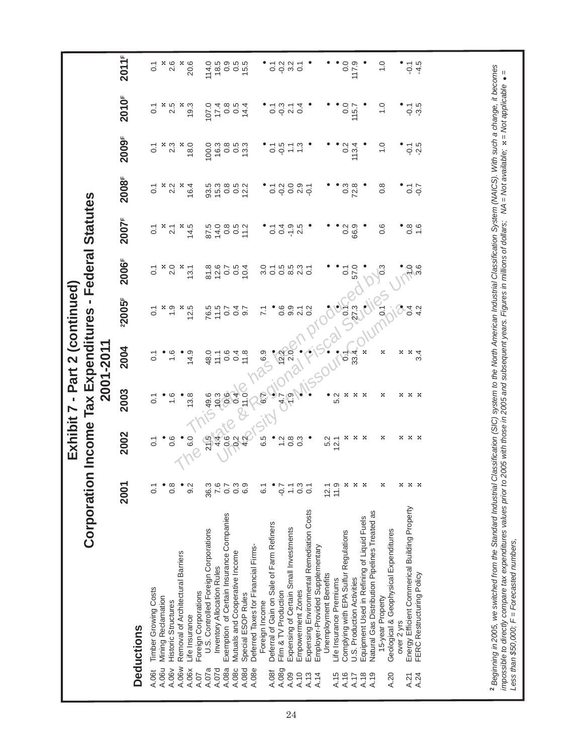# Exhibit 7 - Part 2 (continued)

## Corporation Income Tax Expenditures - Federal Statutes

### 2001-2011

| Deductions | | 2001 | 2002 | 2003 | 2004 | 2005F [2] | 2006F | 2007F | 2008F | 2009F | 2010F | 2011F |
|---|---|---|---|---|---|---|---|---|---|---|---|---|
| A.06t | Timber Growing Costs | 0.1 | 0.1 | 0.1 | 0.1 | 0.1 | 0.1 | 0.1 | 0.1 | 0.1 | 0.1 | 0.1 |
| A.06u | Mining Reclamation | • | • | • | • | x | x | x | x | x | x | x |
| A.06v | Historic Structures | 0.8 | 0.6 | 1.6 | 1.6 | 1.9 | 2.0 | 2.1 | 2.2 | 2.3 | 2.5 | 2.6 |
| A.06w | Removal of Architectural Barriers | • | • | • | • | x | x | x | x | x | x | x |
| A.06x | Life Insurance | 9.2 | 6.0 | 13.8 | 14.9 | 12.5 | 13.1 | 14.5 | 16.4 | 18.0 | 19.3 | 20.6 |
| A.07 | Foreign Corporations | | | | | | | | | | | |
| A.07a | U.S. Controlled Foreign Corporations | 36.3 | 21.5 | 49.6 | 48.0 | 76.5 | 81.8 | 87.5 | 93.5 | 100.0 | 107.0 | 114.0 |
| A.07d | Inventory Allocation Rules | 7.6 | 4.4 | 10.3 | 11.1 | 11.5 | 12.6 | 14.0 | 15.3 | 16.3 | 17.4 | 18.5 |
| A.08a | Exemption of Certain Insurance Companies | 0.7 | 0.6 | 0.6 | 0.6 | 0.7 | 0.7 | 0.8 | 0.8 | 0.8 | 0.8 | 0.9 |
| A.08c | Mutuals and Cooperative Income | 0.3 | 0.2 | 0.4 | 0.4 | 0.4 | 0.5 | 0.5 | 0.5 | 0.5 | 0.5 | 0.5 |
| A.08d | Special ESOP Rules | 6.9 | 4.2 | 11.0 | 11.8 | 9.7 | 10.4 | 11.2 | 12.2 | 13.3 | 14.4 | 15.5 |
| A.08e | Deferred Taxes for Financial Firms-Foreign Income | 6.1 | 6.5 | 6.7 | 6.9 | 7.1 | 3.0 | • | • | • | • | • |
| A.08f | Deferral of Gain on Sale of Farm Refiners | • | • | • | • | • | 0.1 | 0.1 | 0.1 | 0.1 | 0.1 | 0.1 |
| A.08g | Film & TV Production | -0.7 | 1.2 | 4.7 | 12.2 | 0.6 | 0.5 | 0.4 | -0.2 | -0.5 | -0.3 | -0.2 |
| A.09 | Expensing of Certain Small Investments | 1.1 | 0.8 | 1.9 | 2.0 | 9.9 | 8.5 | -1.9 | 0.0 | 1.1 | 2.1 | 3.2 |
| A.10 | Empowerment Zones | 0.3 | 0.3 | • | • | 2.1 | 2.3 | 2.5 | 2.9 | 1.3 | 0.4 | 0.1 |
| A.13 | Expensing Environmental Remediation Costs | 0.1 | • | • | • | 0.2 | 0.1 | • | -0.1 | • | • | • |
| A.14 | Employer-Provided Supplementary Unemployment Benefits | 12.1 | 5.2 | • | • | • | • | • | • | • | • | • |
| A.15 | Life Insurance Premiums | 11.9 | 12.1 | 5.2 | • | • | • | • | • | • | • | • |
| A.16 | Complying with EPA Sulfur Regulations | x | x | x | 0.1 | 0.1 | 0.1 | 0.2 | 0.3 | 0.2 | 0.0 | 0.0 |
| A.17 | U.S. Production Activities | x | x | x | 33.4 | 27.3 | 57.0 | 66.9 | 72.8 | 113.4 | 115.7 | 117.9 |
| A.18 | Equipment Used in Refining of Liquid Fuels | x | x | x | x | • | • | • | • | • | • | • |
| A.19 | Natural Gas Distribution Pipelines Treated as 15-year Property | x | x | x | x | 0.1 | 0.3 | 0.6 | 0.8 | 1.0 | 1.0 | 1.0 |
| A.20 | Geological & Geophysical Expenditures over 2 yrs | x | x | x | x | • | • | • | • | • | • | • |
| A.21 | Energy Efficient Commerical Building Property | x | x | x | x | 0.4 | 1.0 | 0.8 | 0.1 | -0.1 | -0.1 | -0.1 |
| A.24 | FERC Restructuring Policy | x | x | x | 3.4 | 4.2 | 3.6 | 1.6 | -0.7 | -2.5 | -3.5 | -4.5 |

[2] *Beginning in 2005, we switched from the Standard Industrial Classification (SIC) system to the North American Industrial Classification System (NAICS). With such a change, it becomes impossible to directly compare tax expenditures values prior to 2005 with those in 2005 and subsequent years. Figures in millions of dollars; NA = Not available; x = Not applicable • = Less than $50,000; F = Forecasted numbers,*